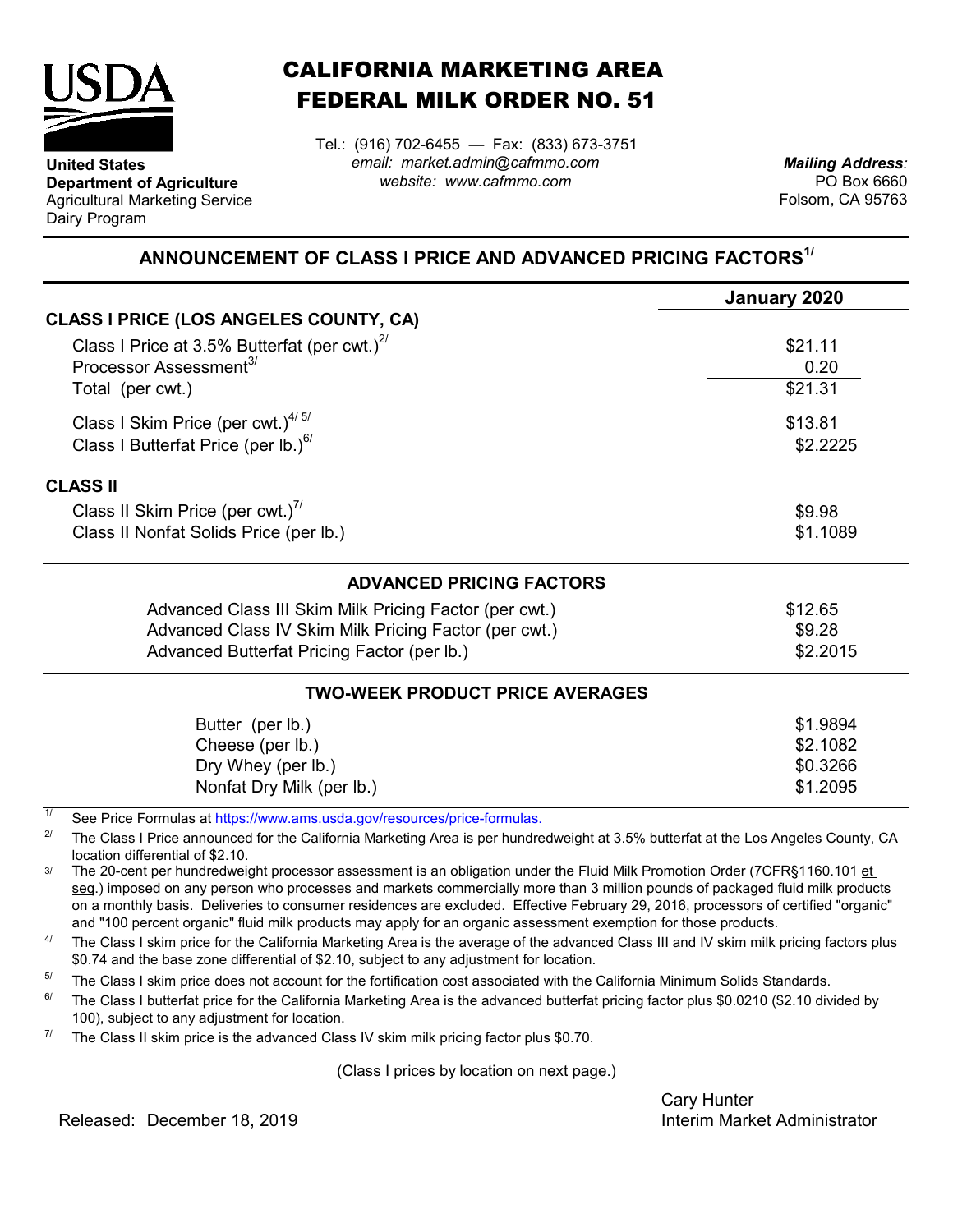**United States Department of Agriculture**
Agricultural Marketing Service
Dairy Program

# CALIFORNIA MARKETING AREA FEDERAL MILK ORDER NO. 51

Tel.: (916) 702-6455 — Fax: (833) 673-3751
*email: market.admin@cafmmo.com*
*website: www.cafmmo.com*

*Mailing Address:*
PO Box 6660
Folsom, CA 95763

## ANNOUNCEMENT OF CLASS I PRICE AND ADVANCED PRICING FACTORS[1/]

| | January 2020 |
|---|---|
| **CLASS I PRICE (LOS ANGELES COUNTY, CA)** | |
| Class I Price at 3.5% Butterfat (per cwt.)[2/] | \$21.11 |
| Processor Assessment[3/] | 0.20 |
| Total (per cwt.) | \$21.31 |
| Class I Skim Price (per cwt.)[4/ 5/] | \$13.81 |
| Class I Butterfat Price (per lb.)[6/] | \$2.2225 |
| **CLASS II** | |
| Class II Skim Price (per cwt.)[7/] | \$9.98 |
| Class II Nonfat Solids Price (per lb.) | \$1.1089 |

### ADVANCED PRICING FACTORS

| | |
|---|---|
| Advanced Class III Skim Milk Pricing Factor (per cwt.) | \$12.65 |
| Advanced Class IV Skim Milk Pricing Factor (per cwt.) | \$9.28 |
| Advanced Butterfat Pricing Factor (per lb.) | \$2.2015 |

### TWO-WEEK PRODUCT PRICE AVERAGES

| | |
|---|---|
| Butter (per lb.) | \$1.9894 |
| Cheese (per lb.) | \$2.1082 |
| Dry Whey (per lb.) | \$0.3266 |
| Nonfat Dry Milk (per lb.) | \$1.2095 |

[1/] See Price Formulas at https://www.ams.usda.gov/resources/price-formulas.

[2/] The Class I Price announced for the California Marketing Area is per hundredweight at 3.5% butterfat at the Los Angeles County, CA location differential of \$2.10.

[3/] The 20-cent per hundredweight processor assessment is an obligation under the Fluid Milk Promotion Order (7CFR§1160.101 et seq.) imposed on any person who processes and markets commercially more than 3 million pounds of packaged fluid milk products on a monthly basis. Deliveries to consumer residences are excluded. Effective February 29, 2016, processors of certified "organic" and "100 percent organic" fluid milk products may apply for an organic assessment exemption for those products.

[4/] The Class I skim price for the California Marketing Area is the average of the advanced Class III and IV skim milk pricing factors plus \$0.74 and the base zone differential of \$2.10, subject to any adjustment for location.

[5/] The Class I skim price does not account for the fortification cost associated with the California Minimum Solids Standards.

[6/] The Class I butterfat price for the California Marketing Area is the advanced butterfat pricing factor plus \$0.0210 (\$2.10 divided by 100), subject to any adjustment for location.

[7/] The Class II skim price is the advanced Class IV skim milk pricing factor plus \$0.70.

(Class I prices by location on next page.)

Released: December 18, 2019

Cary Hunter
Interim Market Administrator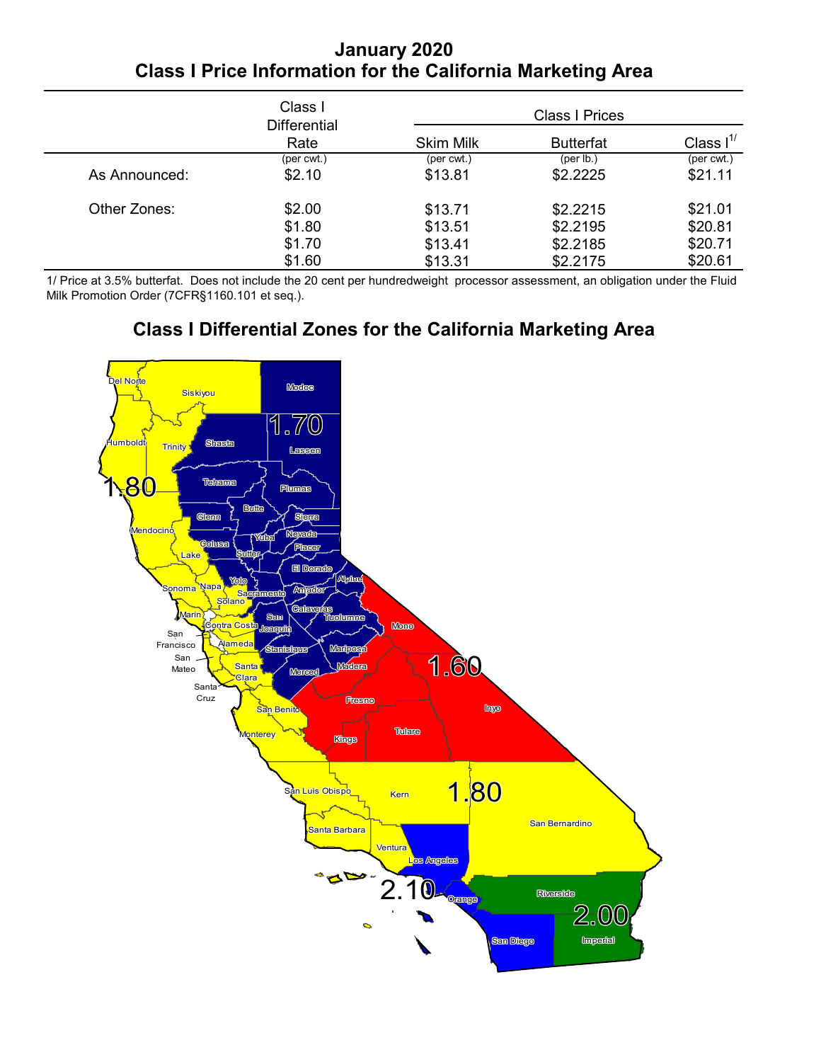## January 2020
## Class I Price Information for the California Marketing Area

| | Class I Differential Rate | Class I Prices | | |
|---|---|---|---|---|
| | | Skim Milk | Butterfat | Class I[1/] |
| | (per cwt.) | (per cwt.) | (per lb.) | (per cwt.) |
| As Announced: | $2.10 | $13.81 | $2.2225 | $21.11 |
| Other Zones: | $2.00 | $13.71 | $2.2215 | $21.01 |
| | $1.80 | $13.51 | $2.2195 | $20.81 |
| | $1.70 | $13.41 | $2.2185 | $20.71 |
| | $1.60 | $13.31 | $2.2175 | $20.61 |

1/ Price at 3.5% butterfat. Does not include the 20 cent per hundredweight processor assessment, an obligation under the Fluid Milk Promotion Order (7CFR§1160.101 et seq.).

## Class I Differential Zones for the California Marketing Area

1.70
1.80
1.60
1.80
2.10
2.00

Del Norte
Siskiyou
Modoc
Humboldt
Trinity
Shasta
Lassen
Tehama
Plumas
Butte
Glenn
Sierra
Mendocino
Nevada
Yuba
Colusa
Placer
Lake
Sutter
El Dorado
Yolo
Alpine
Sonoma
Napa
Sacramento
Amador
Solano
Calaveras
Marin
San Joaquin
Tuolumne
Mono
Contra Costa
San Francisco
Alameda
Stanislaus
Mariposa
San Mateo
Santa Clara
Madera
Merced
Santa Cruz
Fresno
San Benito
Inyo
Monterey
Tulare
Kings
San Luis Obispo
Kern
San Bernardino
Santa Barbara
Ventura
Los Angeles
Orange
Riverside
San Diego
Imperial